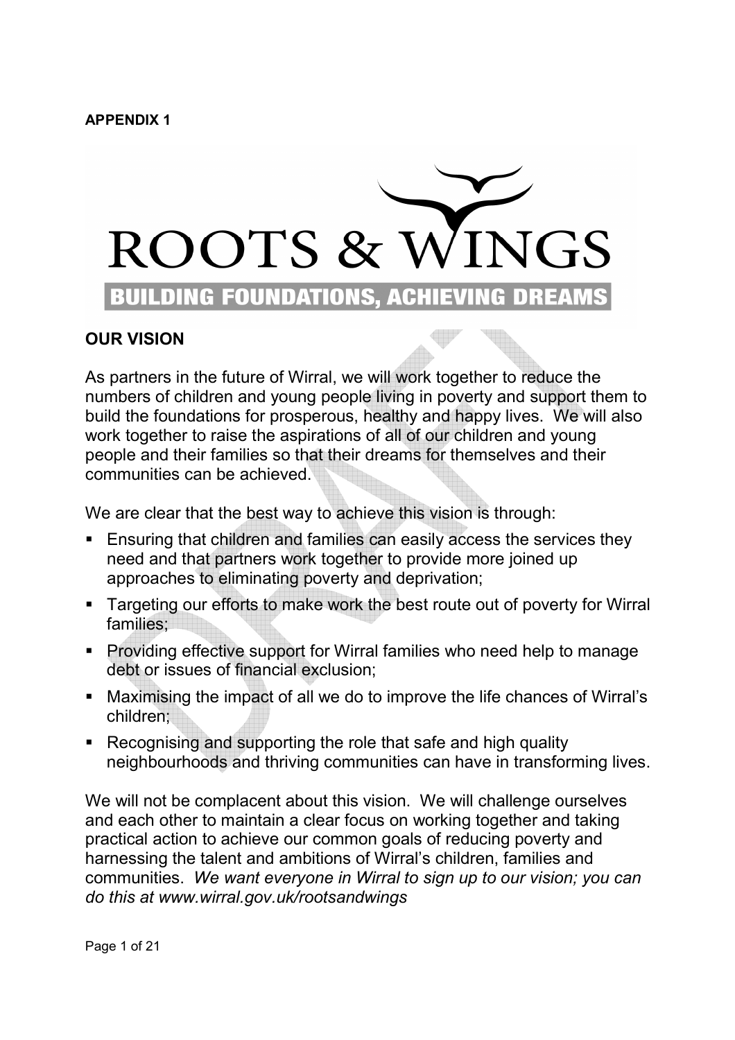**APPENDIX 1**

# ROOTS & WINGS

**BUILDING FOUNDATIONS, ACHIEVING DREAMS**

## OUR VISION

As partners in the future of Wirral, we will work together to reduce the numbers of children and young people living in poverty and support them to build the foundations for prosperous, healthy and happy lives. We will also work together to raise the aspirations of all of our children and young people and their families so that their dreams for themselves and their communities can be achieved.

We are clear that the best way to achieve this vision is through:

- Ensuring that children and families can easily access the services they need and that partners work together to provide more joined up approaches to eliminating poverty and deprivation;
- Targeting our efforts to make work the best route out of poverty for Wirral families;
- Providing effective support for Wirral families who need help to manage debt or issues of financial exclusion;
- Maximising the impact of all we do to improve the life chances of Wirral's children;
- Recognising and supporting the role that safe and high quality neighbourhoods and thriving communities can have in transforming lives.

We will not be complacent about this vision. We will challenge ourselves and each other to maintain a clear focus on working together and taking practical action to achieve our common goals of reducing poverty and harnessing the talent and ambitions of Wirral's children, families and communities. *We want everyone in Wirral to sign up to our vision; you can do this at www.wirral.gov.uk/rootsandwings*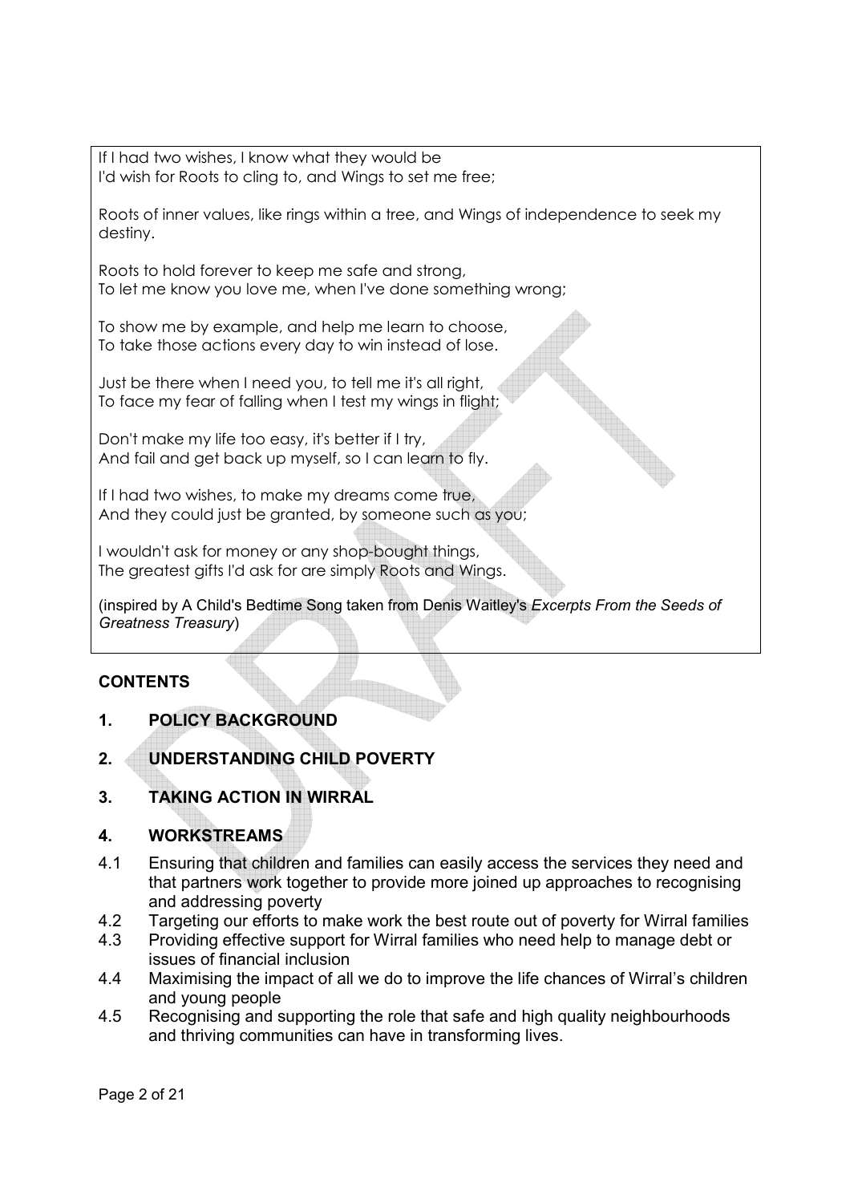If I had two wishes, I know what they would be
I'd wish for Roots to cling to, and Wings to set me free;

Roots of inner values, like rings within a tree, and Wings of independence to seek my destiny.

Roots to hold forever to keep me safe and strong,
To let me know you love me, when I've done something wrong;

To show me by example, and help me learn to choose,
To take those actions every day to win instead of lose.

Just be there when I need you, to tell me it's all right,
To face my fear of falling when I test my wings in flight;

Don't make my life too easy, it's better if I try,
And fail and get back up myself, so I can learn to fly.

If I had two wishes, to make my dreams come true,
And they could just be granted, by someone such as you;

I wouldn't ask for money or any shop-bought things,
The greatest gifts I'd ask for are simply Roots and Wings.

(inspired by A Child's Bedtime Song taken from Denis Waitley's *Excerpts From the Seeds of Greatness Treasury*)

## CONTENTS

**1. POLICY BACKGROUND**

**2. UNDERSTANDING CHILD POVERTY**

**3. TAKING ACTION IN WIRRAL**

**4. WORKSTREAMS**

4.1 Ensuring that children and families can easily access the services they need and that partners work together to provide more joined up approaches to recognising and addressing poverty

4.2 Targeting our efforts to make work the best route out of poverty for Wirral families

4.3 Providing effective support for Wirral families who need help to manage debt or issues of financial inclusion

4.4 Maximising the impact of all we do to improve the life chances of Wirral's children and young people

4.5 Recognising and supporting the role that safe and high quality neighbourhoods and thriving communities can have in transforming lives.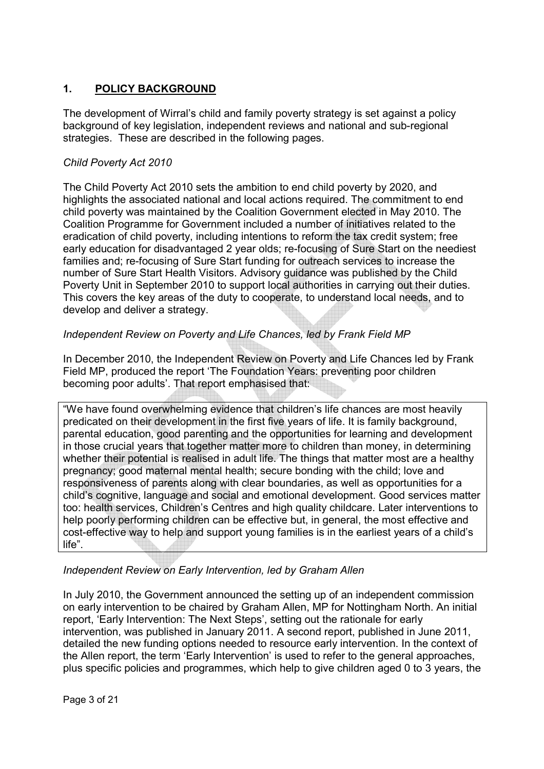## 1. POLICY BACKGROUND

The development of Wirral's child and family poverty strategy is set against a policy background of key legislation, independent reviews and national and sub-regional strategies. These are described in the following pages.

*Child Poverty Act 2010*

The Child Poverty Act 2010 sets the ambition to end child poverty by 2020, and highlights the associated national and local actions required. The commitment to end child poverty was maintained by the Coalition Government elected in May 2010. The Coalition Programme for Government included a number of initiatives related to the eradication of child poverty, including intentions to reform the tax credit system; free early education for disadvantaged 2 year olds; re-focusing of Sure Start on the neediest families and; re-focusing of Sure Start funding for outreach services to increase the number of Sure Start Health Visitors. Advisory guidance was published by the Child Poverty Unit in September 2010 to support local authorities in carrying out their duties. This covers the key areas of the duty to cooperate, to understand local needs, and to develop and deliver a strategy.

*Independent Review on Poverty and Life Chances, led by Frank Field MP*

In December 2010, the Independent Review on Poverty and Life Chances led by Frank Field MP, produced the report 'The Foundation Years: preventing poor children becoming poor adults'. That report emphasised that:

> "We have found overwhelming evidence that children's life chances are most heavily predicated on their development in the first five years of life. It is family background, parental education, good parenting and the opportunities for learning and development in those crucial years that together matter more to children than money, in determining whether their potential is realised in adult life. The things that matter most are a healthy pregnancy; good maternal mental health; secure bonding with the child; love and responsiveness of parents along with clear boundaries, as well as opportunities for a child's cognitive, language and social and emotional development. Good services matter too: health services, Children's Centres and high quality childcare. Later interventions to help poorly performing children can be effective but, in general, the most effective and cost-effective way to help and support young families is in the earliest years of a child's life".

*Independent Review on Early Intervention, led by Graham Allen*

In July 2010, the Government announced the setting up of an independent commission on early intervention to be chaired by Graham Allen, MP for Nottingham North. An initial report, 'Early Intervention: The Next Steps', setting out the rationale for early intervention, was published in January 2011. A second report, published in June 2011, detailed the new funding options needed to resource early intervention. In the context of the Allen report, the term 'Early Intervention' is used to refer to the general approaches, plus specific policies and programmes, which help to give children aged 0 to 3 years, the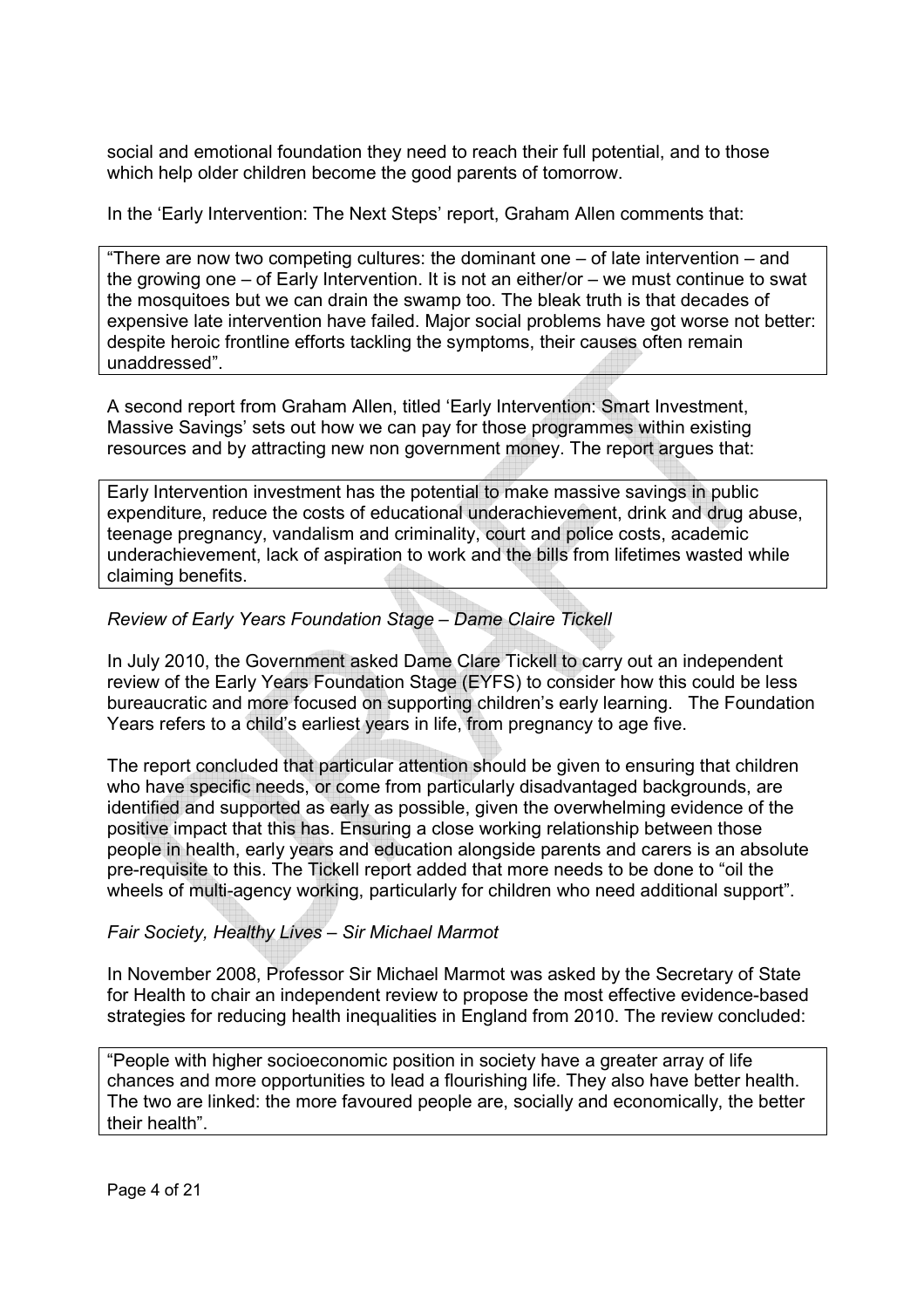social and emotional foundation they need to reach their full potential, and to those which help older children become the good parents of tomorrow.

In the 'Early Intervention: The Next Steps' report, Graham Allen comments that:

> "There are now two competing cultures: the dominant one – of late intervention – and the growing one – of Early Intervention. It is not an either/or – we must continue to swat the mosquitoes but we can drain the swamp too. The bleak truth is that decades of expensive late intervention have failed. Major social problems have got worse not better: despite heroic frontline efforts tackling the symptoms, their causes often remain unaddressed".

A second report from Graham Allen, titled 'Early Intervention: Smart Investment, Massive Savings' sets out how we can pay for those programmes within existing resources and by attracting new non government money. The report argues that:

> Early Intervention investment has the potential to make massive savings in public expenditure, reduce the costs of educational underachievement, drink and drug abuse, teenage pregnancy, vandalism and criminality, court and police costs, academic underachievement, lack of aspiration to work and the bills from lifetimes wasted while claiming benefits.

*Review of Early Years Foundation Stage – Dame Claire Tickell*

In July 2010, the Government asked Dame Clare Tickell to carry out an independent review of the Early Years Foundation Stage (EYFS) to consider how this could be less bureaucratic and more focused on supporting children's early learning. The Foundation Years refers to a child's earliest years in life, from pregnancy to age five.

The report concluded that particular attention should be given to ensuring that children who have specific needs, or come from particularly disadvantaged backgrounds, are identified and supported as early as possible, given the overwhelming evidence of the positive impact that this has. Ensuring a close working relationship between those people in health, early years and education alongside parents and carers is an absolute pre-requisite to this. The Tickell report added that more needs to be done to "oil the wheels of multi-agency working, particularly for children who need additional support".

*Fair Society, Healthy Lives – Sir Michael Marmot*

In November 2008, Professor Sir Michael Marmot was asked by the Secretary of State for Health to chair an independent review to propose the most effective evidence-based strategies for reducing health inequalities in England from 2010. The review concluded:

> "People with higher socioeconomic position in society have a greater array of life chances and more opportunities to lead a flourishing life. They also have better health. The two are linked: the more favoured people are, socially and economically, the better their health".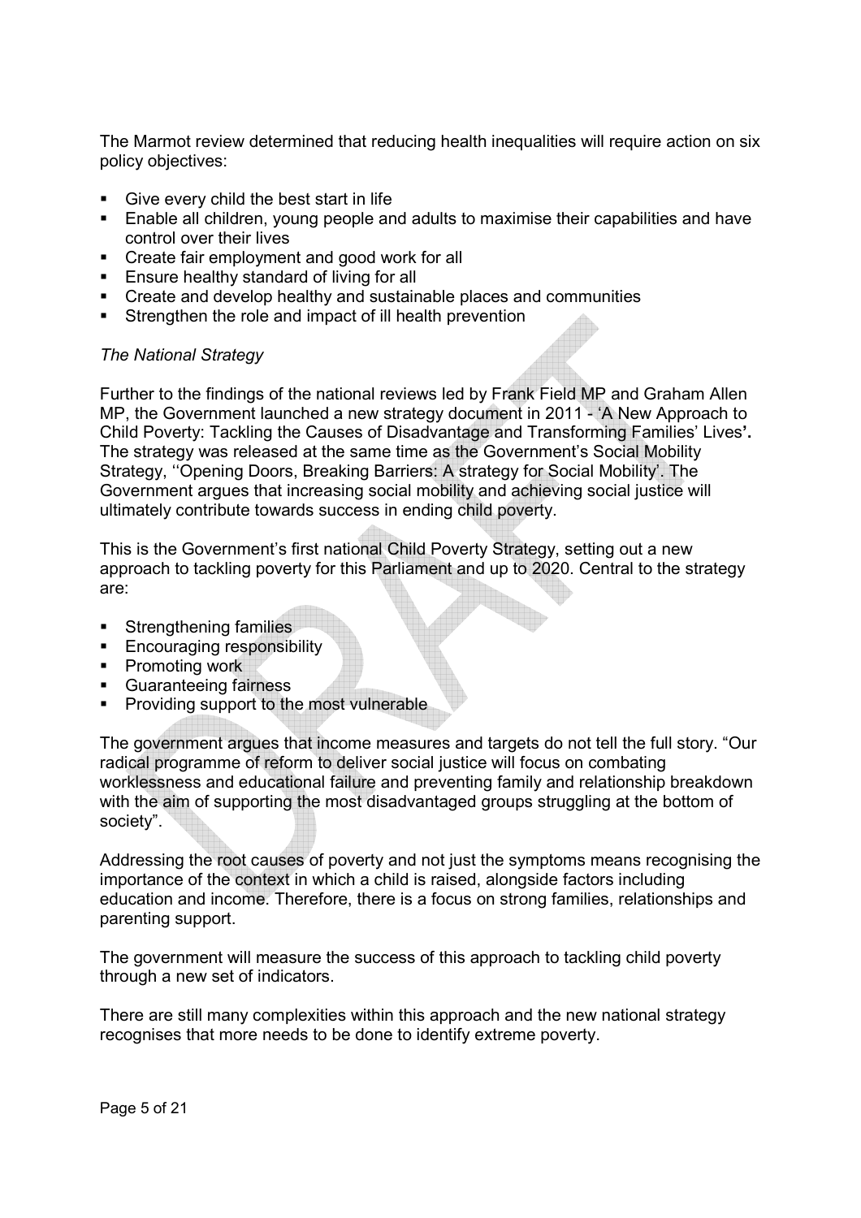The Marmot review determined that reducing health inequalities will require action on six policy objectives:

- Give every child the best start in life
- Enable all children, young people and adults to maximise their capabilities and have control over their lives
- Create fair employment and good work for all
- Ensure healthy standard of living for all
- Create and develop healthy and sustainable places and communities
- Strengthen the role and impact of ill health prevention

*The National Strategy*

Further to the findings of the national reviews led by Frank Field MP and Graham Allen MP, the Government launched a new strategy document in 2011 - 'A New Approach to Child Poverty: Tackling the Causes of Disadvantage and Transforming Families' Lives**'.** The strategy was released at the same time as the Government's Social Mobility Strategy, ''Opening Doors, Breaking Barriers: A strategy for Social Mobility'. The Government argues that increasing social mobility and achieving social justice will ultimately contribute towards success in ending child poverty.

This is the Government's first national Child Poverty Strategy, setting out a new approach to tackling poverty for this Parliament and up to 2020. Central to the strategy are:

- Strengthening families
- Encouraging responsibility
- Promoting work
- Guaranteeing fairness
- Providing support to the most vulnerable

The government argues that income measures and targets do not tell the full story. "Our radical programme of reform to deliver social justice will focus on combating worklessness and educational failure and preventing family and relationship breakdown with the aim of supporting the most disadvantaged groups struggling at the bottom of society".

Addressing the root causes of poverty and not just the symptoms means recognising the importance of the context in which a child is raised, alongside factors including education and income. Therefore, there is a focus on strong families, relationships and parenting support.

The government will measure the success of this approach to tackling child poverty through a new set of indicators.

There are still many complexities within this approach and the new national strategy recognises that more needs to be done to identify extreme poverty.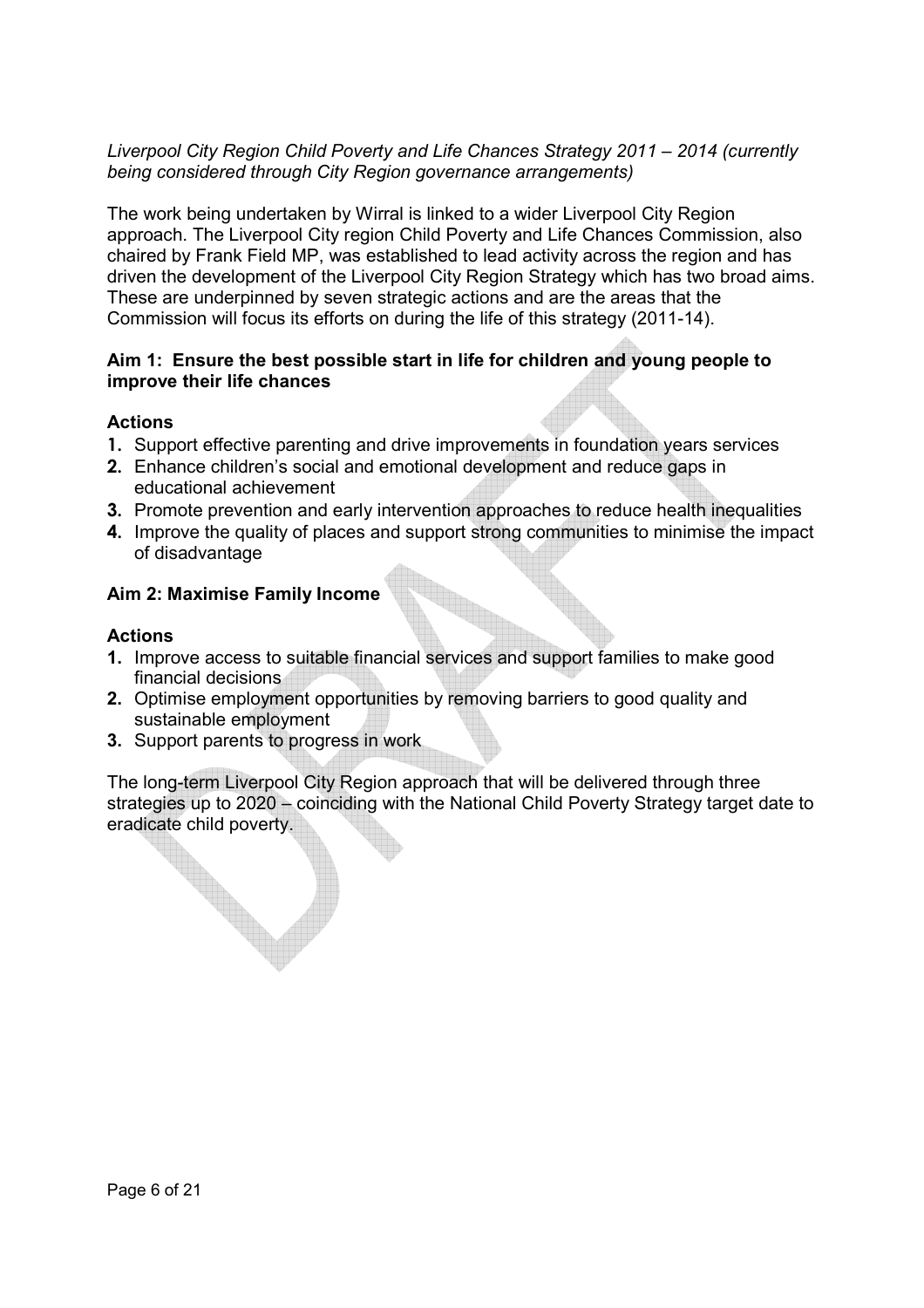*Liverpool City Region Child Poverty and Life Chances Strategy 2011 – 2014 (currently being considered through City Region governance arrangements)*

The work being undertaken by Wirral is linked to a wider Liverpool City Region approach. The Liverpool City region Child Poverty and Life Chances Commission, also chaired by Frank Field MP, was established to lead activity across the region and has driven the development of the Liverpool City Region Strategy which has two broad aims. These are underpinned by seven strategic actions and are the areas that the Commission will focus its efforts on during the life of this strategy (2011-14).

**Aim 1: Ensure the best possible start in life for children and young people to improve their life chances**

**Actions**

1. Support effective parenting and drive improvements in foundation years services
2. Enhance children's social and emotional development and reduce gaps in educational achievement
3. Promote prevention and early intervention approaches to reduce health inequalities
4. Improve the quality of places and support strong communities to minimise the impact of disadvantage

**Aim 2: Maximise Family Income**

**Actions**

1. Improve access to suitable financial services and support families to make good financial decisions
2. Optimise employment opportunities by removing barriers to good quality and sustainable employment
3. Support parents to progress in work

The long-term Liverpool City Region approach that will be delivered through three strategies up to 2020 – coinciding with the National Child Poverty Strategy target date to eradicate child poverty.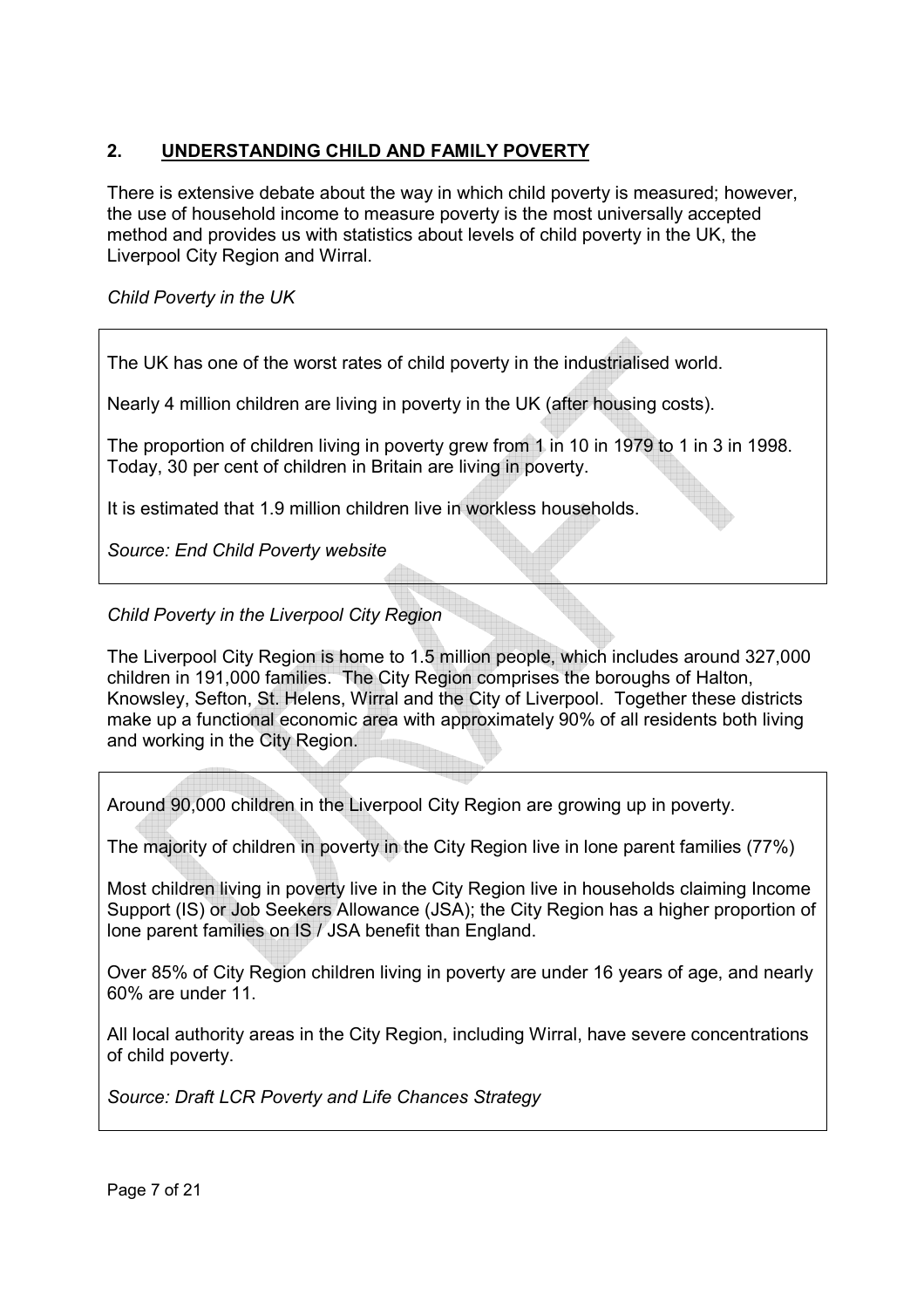## 2. UNDERSTANDING CHILD AND FAMILY POVERTY

There is extensive debate about the way in which child poverty is measured; however, the use of household income to measure poverty is the most universally accepted method and provides us with statistics about levels of child poverty in the UK, the Liverpool City Region and Wirral.

*Child Poverty in the UK*

The UK has one of the worst rates of child poverty in the industrialised world.

Nearly 4 million children are living in poverty in the UK (after housing costs).

The proportion of children living in poverty grew from 1 in 10 in 1979 to 1 in 3 in 1998. Today, 30 per cent of children in Britain are living in poverty.

It is estimated that 1.9 million children live in workless households.

*Source: End Child Poverty website*

*Child Poverty in the Liverpool City Region*

The Liverpool City Region is home to 1.5 million people, which includes around 327,000 children in 191,000 families. The City Region comprises the boroughs of Halton, Knowsley, Sefton, St. Helens, Wirral and the City of Liverpool. Together these districts make up a functional economic area with approximately 90% of all residents both living and working in the City Region.

Around 90,000 children in the Liverpool City Region are growing up in poverty.

The majority of children in poverty in the City Region live in lone parent families (77%)

Most children living in poverty live in the City Region live in households claiming Income Support (IS) or Job Seekers Allowance (JSA); the City Region has a higher proportion of lone parent families on IS / JSA benefit than England.

Over 85% of City Region children living in poverty are under 16 years of age, and nearly 60% are under 11.

All local authority areas in the City Region, including Wirral, have severe concentrations of child poverty.

*Source: Draft LCR Poverty and Life Chances Strategy*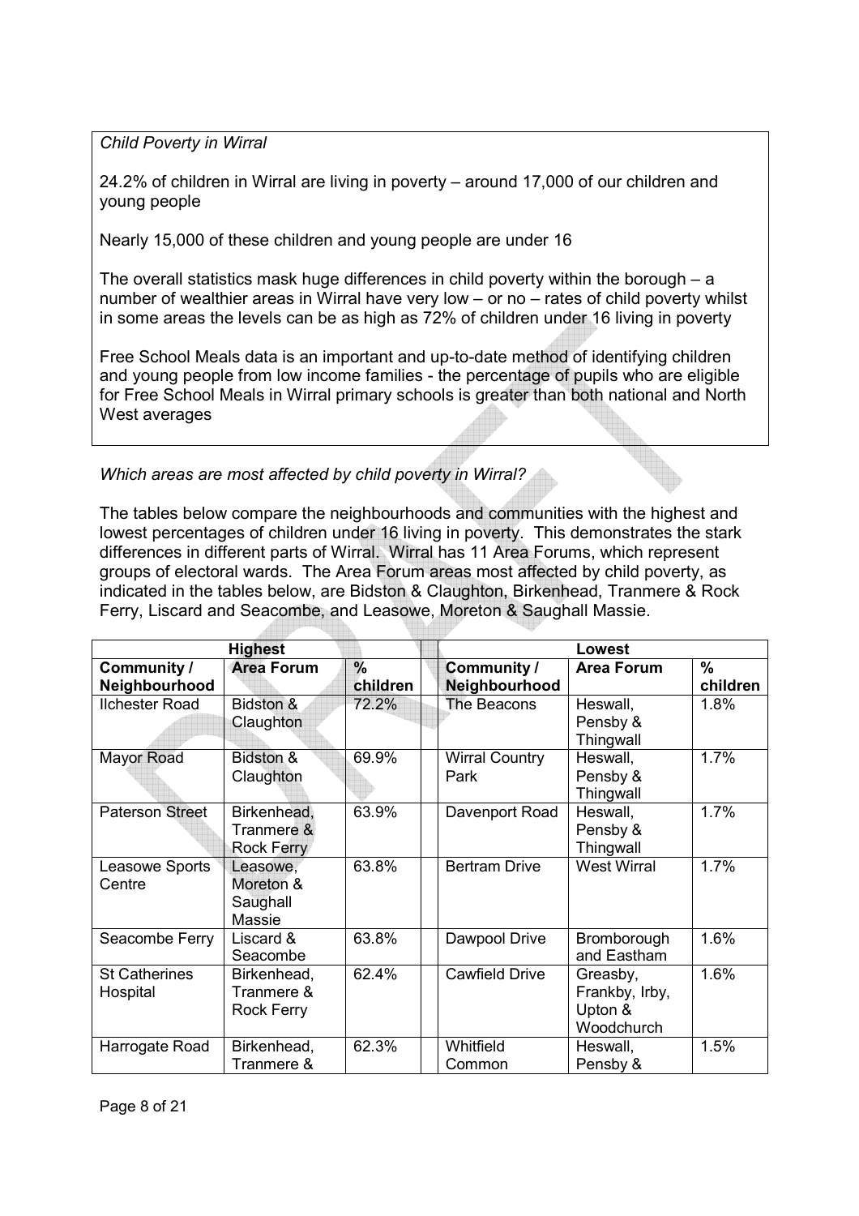*Child Poverty in Wirral*

24.2% of children in Wirral are living in poverty – around 17,000 of our children and young people

Nearly 15,000 of these children and young people are under 16

The overall statistics mask huge differences in child poverty within the borough – a number of wealthier areas in Wirral have very low – or no – rates of child poverty whilst in some areas the levels can be as high as 72% of children under 16 living in poverty

Free School Meals data is an important and up-to-date method of identifying children and young people from low income families - the percentage of pupils who are eligible for Free School Meals in Wirral primary schools is greater than both national and North West averages

*Which areas are most affected by child poverty in Wirral?*

The tables below compare the neighbourhoods and communities with the highest and lowest percentages of children under 16 living in poverty. This demonstrates the stark differences in different parts of Wirral. Wirral has 11 Area Forums, which represent groups of electoral wards. The Area Forum areas most affected by child poverty, as indicated in the tables below, are Bidston & Claughton, Birkenhead, Tranmere & Rock Ferry, Liscard and Seacombe, and Leasowe, Moreton & Saughall Massie.

| Highest | | | | Lowest | | |
|---|---|---|---|---|---|---|
| **Community / Neighbourhood** | **Area Forum** | **% children** | | **Community / Neighbourhood** | **Area Forum** | **% children** |
| Ilchester Road | Bidston & Claughton | 72.2% | | The Beacons | Heswall, Pensby & Thingwall | 1.8% |
| Mayor Road | Bidston & Claughton | 69.9% | | Wirral Country Park | Heswall, Pensby & Thingwall | 1.7% |
| Paterson Street | Birkenhead, Tranmere & Rock Ferry | 63.9% | | Davenport Road | Heswall, Pensby & Thingwall | 1.7% |
| Leasowe Sports Centre | Leasowe, Moreton & Saughall Massie | 63.8% | | Bertram Drive | West Wirral | 1.7% |
| Seacombe Ferry | Liscard & Seacombe | 63.8% | | Dawpool Drive | Bromborough and Eastham | 1.6% |
| St Catherines Hospital | Birkenhead, Tranmere & Rock Ferry | 62.4% | | Cawfield Drive | Greasby, Frankby, Irby, Upton & Woodchurch | 1.6% |
| Harrogate Road | Birkenhead, Tranmere & | 62.3% | | Whitfield Common | Heswall, Pensby & | 1.5% |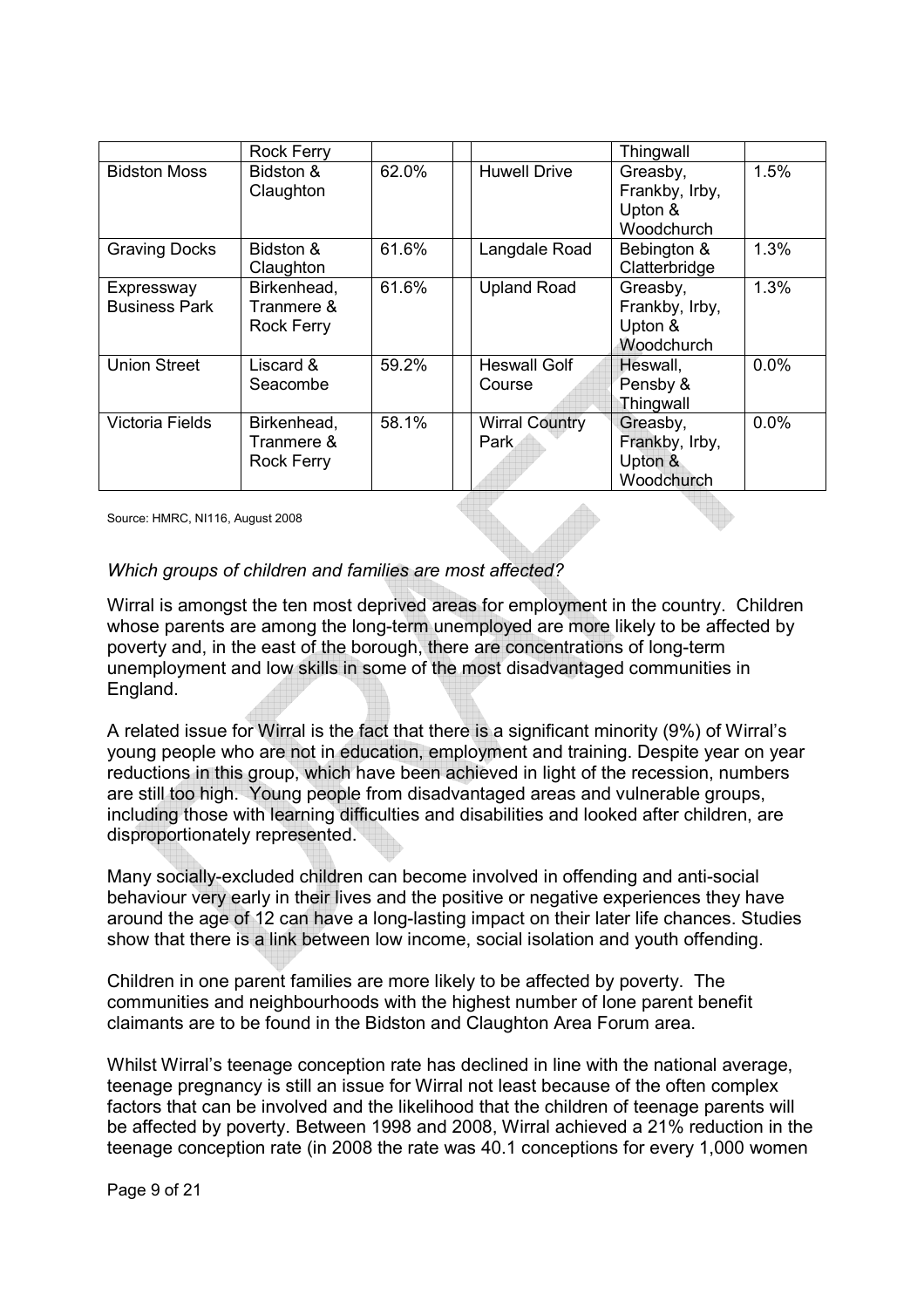| | Rock Ferry | | | | Thingwall | |
|---|---|---|---|---|---|---|
| Bidston Moss | Bidston & Claughton | 62.0% | | Huwell Drive | Greasby, Frankby, Irby, Upton & Woodchurch | 1.5% |
| Graving Docks | Bidston & Claughton | 61.6% | | Langdale Road | Bebington & Clatterbridge | 1.3% |
| Expressway Business Park | Birkenhead, Tranmere & Rock Ferry | 61.6% | | Upland Road | Greasby, Frankby, Irby, Upton & Woodchurch | 1.3% |
| Union Street | Liscard & Seacombe | 59.2% | | Heswall Golf Course | Heswall, Pensby & Thingwall | 0.0% |
| Victoria Fields | Birkenhead, Tranmere & Rock Ferry | 58.1% | | Wirral Country Park | Greasby, Frankby, Irby, Upton & Woodchurch | 0.0% |

Source: HMRC, NI116, August 2008

*Which groups of children and families are most affected?*

Wirral is amongst the ten most deprived areas for employment in the country. Children whose parents are among the long-term unemployed are more likely to be affected by poverty and, in the east of the borough, there are concentrations of long-term unemployment and low skills in some of the most disadvantaged communities in England.

A related issue for Wirral is the fact that there is a significant minority (9%) of Wirral's young people who are not in education, employment and training. Despite year on year reductions in this group, which have been achieved in light of the recession, numbers are still too high. Young people from disadvantaged areas and vulnerable groups, including those with learning difficulties and disabilities and looked after children, are disproportionately represented.

Many socially-excluded children can become involved in offending and anti-social behaviour very early in their lives and the positive or negative experiences they have around the age of 12 can have a long-lasting impact on their later life chances. Studies show that there is a link between low income, social isolation and youth offending.

Children in one parent families are more likely to be affected by poverty. The communities and neighbourhoods with the highest number of lone parent benefit claimants are to be found in the Bidston and Claughton Area Forum area.

Whilst Wirral's teenage conception rate has declined in line with the national average, teenage pregnancy is still an issue for Wirral not least because of the often complex factors that can be involved and the likelihood that the children of teenage parents will be affected by poverty. Between 1998 and 2008, Wirral achieved a 21% reduction in the teenage conception rate (in 2008 the rate was 40.1 conceptions for every 1,000 women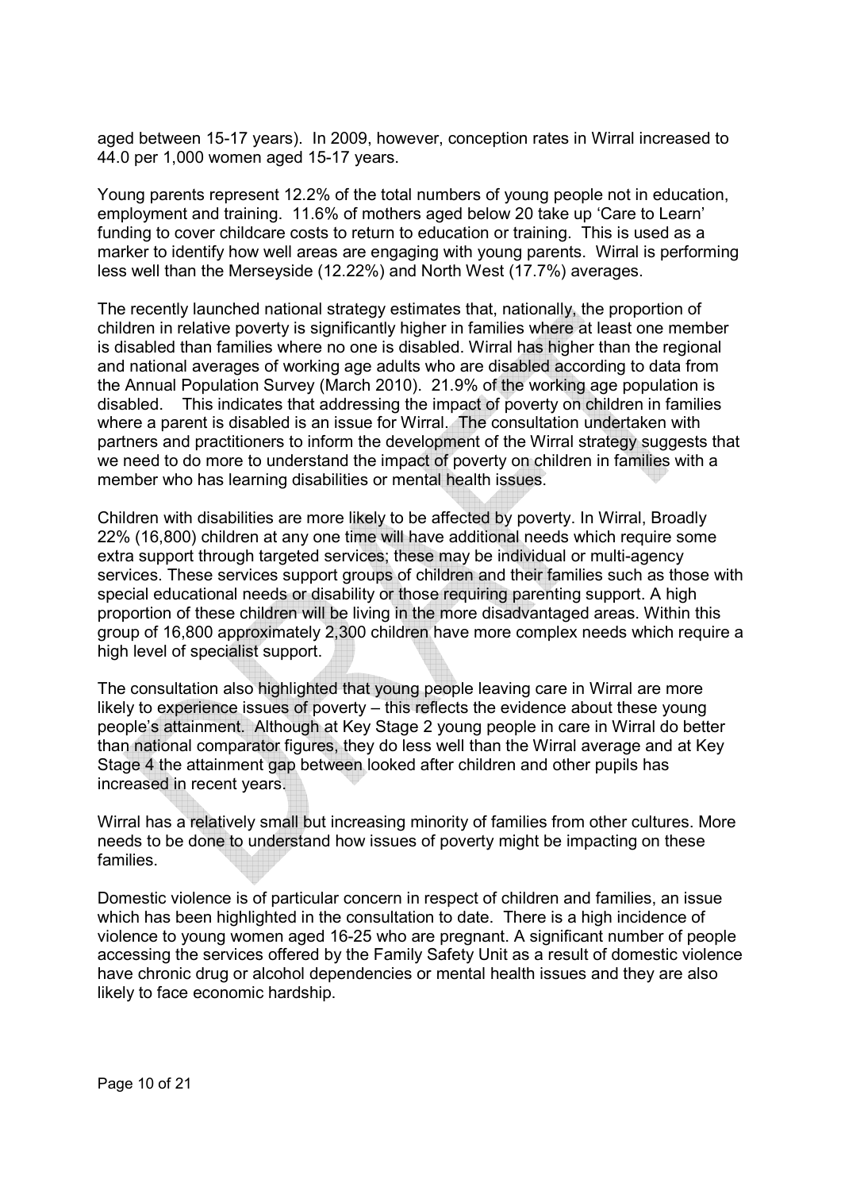aged between 15-17 years). In 2009, however, conception rates in Wirral increased to 44.0 per 1,000 women aged 15-17 years.

Young parents represent 12.2% of the total numbers of young people not in education, employment and training. 11.6% of mothers aged below 20 take up 'Care to Learn' funding to cover childcare costs to return to education or training. This is used as a marker to identify how well areas are engaging with young parents. Wirral is performing less well than the Merseyside (12.22%) and North West (17.7%) averages.

The recently launched national strategy estimates that, nationally, the proportion of children in relative poverty is significantly higher in families where at least one member is disabled than families where no one is disabled. Wirral has higher than the regional and national averages of working age adults who are disabled according to data from the Annual Population Survey (March 2010). 21.9% of the working age population is disabled. This indicates that addressing the impact of poverty on children in families where a parent is disabled is an issue for Wirral. The consultation undertaken with partners and practitioners to inform the development of the Wirral strategy suggests that we need to do more to understand the impact of poverty on children in families with a member who has learning disabilities or mental health issues.

Children with disabilities are more likely to be affected by poverty. In Wirral, Broadly 22% (16,800) children at any one time will have additional needs which require some extra support through targeted services; these may be individual or multi-agency services. These services support groups of children and their families such as those with special educational needs or disability or those requiring parenting support. A high proportion of these children will be living in the more disadvantaged areas. Within this group of 16,800 approximately 2,300 children have more complex needs which require a high level of specialist support.

The consultation also highlighted that young people leaving care in Wirral are more likely to experience issues of poverty – this reflects the evidence about these young people's attainment. Although at Key Stage 2 young people in care in Wirral do better than national comparator figures, they do less well than the Wirral average and at Key Stage 4 the attainment gap between looked after children and other pupils has increased in recent years.

Wirral has a relatively small but increasing minority of families from other cultures. More needs to be done to understand how issues of poverty might be impacting on these families.

Domestic violence is of particular concern in respect of children and families, an issue which has been highlighted in the consultation to date. There is a high incidence of violence to young women aged 16-25 who are pregnant. A significant number of people accessing the services offered by the Family Safety Unit as a result of domestic violence have chronic drug or alcohol dependencies or mental health issues and they are also likely to face economic hardship.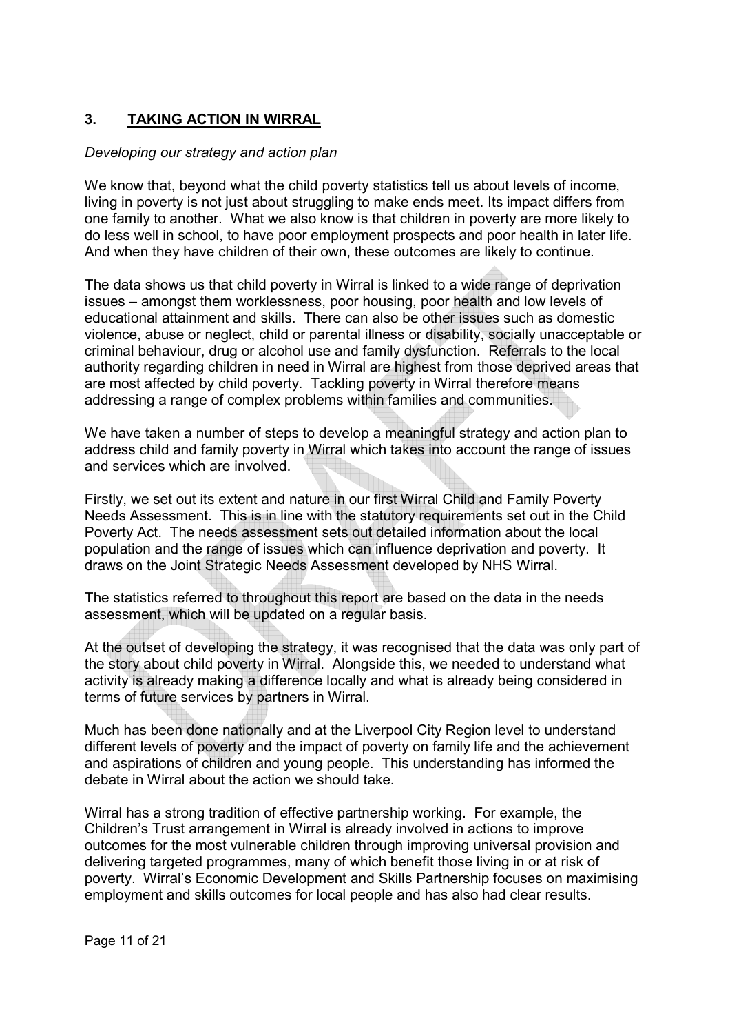## 3. TAKING ACTION IN WIRRAL

*Developing our strategy and action plan*

We know that, beyond what the child poverty statistics tell us about levels of income, living in poverty is not just about struggling to make ends meet. Its impact differs from one family to another. What we also know is that children in poverty are more likely to do less well in school, to have poor employment prospects and poor health in later life. And when they have children of their own, these outcomes are likely to continue.

The data shows us that child poverty in Wirral is linked to a wide range of deprivation issues – amongst them worklessness, poor housing, poor health and low levels of educational attainment and skills. There can also be other issues such as domestic violence, abuse or neglect, child or parental illness or disability, socially unacceptable or criminal behaviour, drug or alcohol use and family dysfunction. Referrals to the local authority regarding children in need in Wirral are highest from those deprived areas that are most affected by child poverty. Tackling poverty in Wirral therefore means addressing a range of complex problems within families and communities.

We have taken a number of steps to develop a meaningful strategy and action plan to address child and family poverty in Wirral which takes into account the range of issues and services which are involved.

Firstly, we set out its extent and nature in our first Wirral Child and Family Poverty Needs Assessment. This is in line with the statutory requirements set out in the Child Poverty Act. The needs assessment sets out detailed information about the local population and the range of issues which can influence deprivation and poverty. It draws on the Joint Strategic Needs Assessment developed by NHS Wirral.

The statistics referred to throughout this report are based on the data in the needs assessment, which will be updated on a regular basis.

At the outset of developing the strategy, it was recognised that the data was only part of the story about child poverty in Wirral. Alongside this, we needed to understand what activity is already making a difference locally and what is already being considered in terms of future services by partners in Wirral.

Much has been done nationally and at the Liverpool City Region level to understand different levels of poverty and the impact of poverty on family life and the achievement and aspirations of children and young people. This understanding has informed the debate in Wirral about the action we should take.

Wirral has a strong tradition of effective partnership working. For example, the Children's Trust arrangement in Wirral is already involved in actions to improve outcomes for the most vulnerable children through improving universal provision and delivering targeted programmes, many of which benefit those living in or at risk of poverty. Wirral's Economic Development and Skills Partnership focuses on maximising employment and skills outcomes for local people and has also had clear results.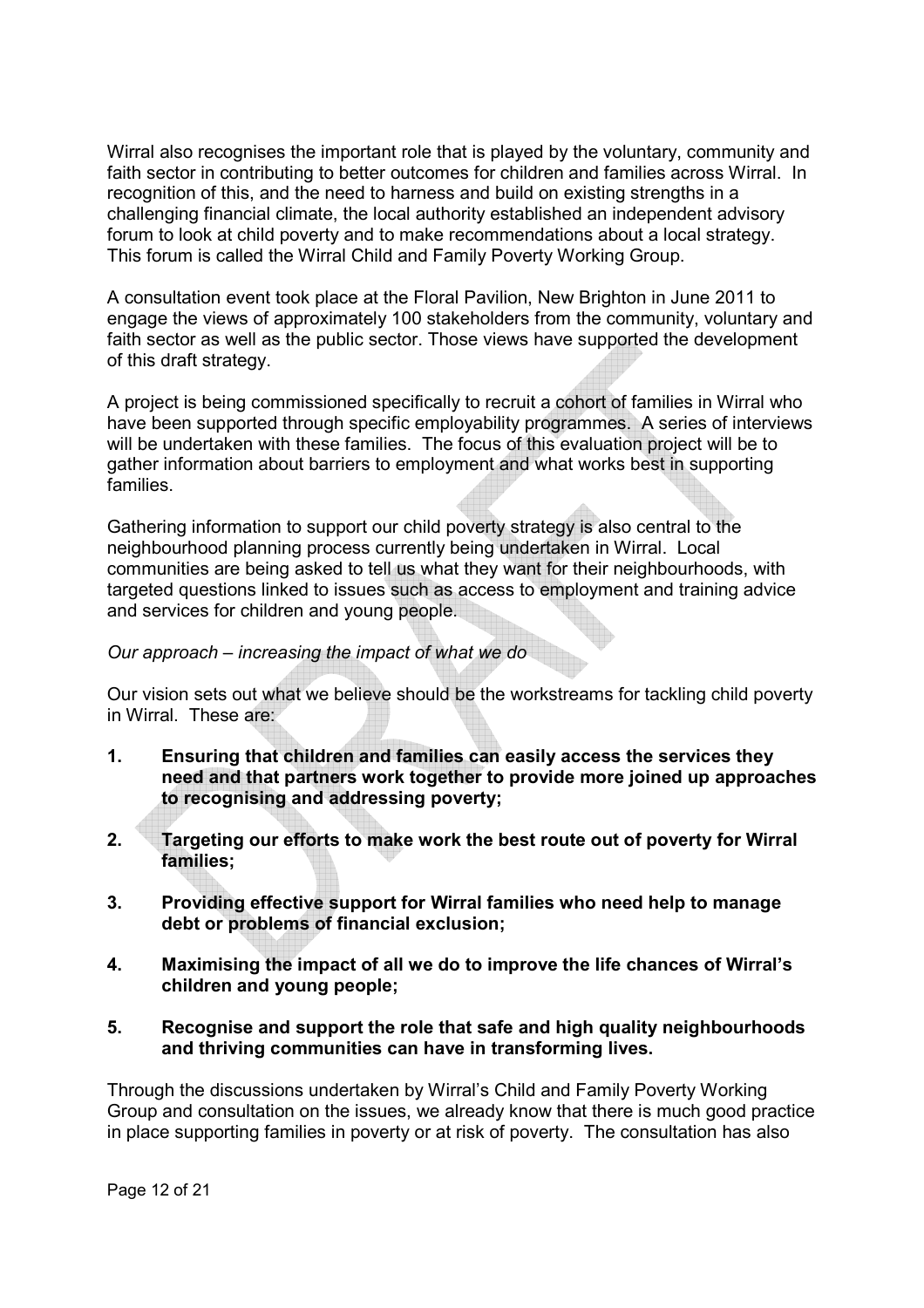Wirral also recognises the important role that is played by the voluntary, community and faith sector in contributing to better outcomes for children and families across Wirral. In recognition of this, and the need to harness and build on existing strengths in a challenging financial climate, the local authority established an independent advisory forum to look at child poverty and to make recommendations about a local strategy. This forum is called the Wirral Child and Family Poverty Working Group.

A consultation event took place at the Floral Pavilion, New Brighton in June 2011 to engage the views of approximately 100 stakeholders from the community, voluntary and faith sector as well as the public sector. Those views have supported the development of this draft strategy.

A project is being commissioned specifically to recruit a cohort of families in Wirral who have been supported through specific employability programmes. A series of interviews will be undertaken with these families. The focus of this evaluation project will be to gather information about barriers to employment and what works best in supporting families.

Gathering information to support our child poverty strategy is also central to the neighbourhood planning process currently being undertaken in Wirral. Local communities are being asked to tell us what they want for their neighbourhoods, with targeted questions linked to issues such as access to employment and training advice and services for children and young people.

*Our approach – increasing the impact of what we do*

Our vision sets out what we believe should be the workstreams for tackling child poverty in Wirral. These are:

1. **Ensuring that children and families can easily access the services they need and that partners work together to provide more joined up approaches to recognising and addressing poverty;**

2. **Targeting our efforts to make work the best route out of poverty for Wirral families;**

3. **Providing effective support for Wirral families who need help to manage debt or problems of financial exclusion;**

4. **Maximising the impact of all we do to improve the life chances of Wirral's children and young people;**

5. **Recognise and support the role that safe and high quality neighbourhoods and thriving communities can have in transforming lives.**

Through the discussions undertaken by Wirral's Child and Family Poverty Working Group and consultation on the issues, we already know that there is much good practice in place supporting families in poverty or at risk of poverty. The consultation has also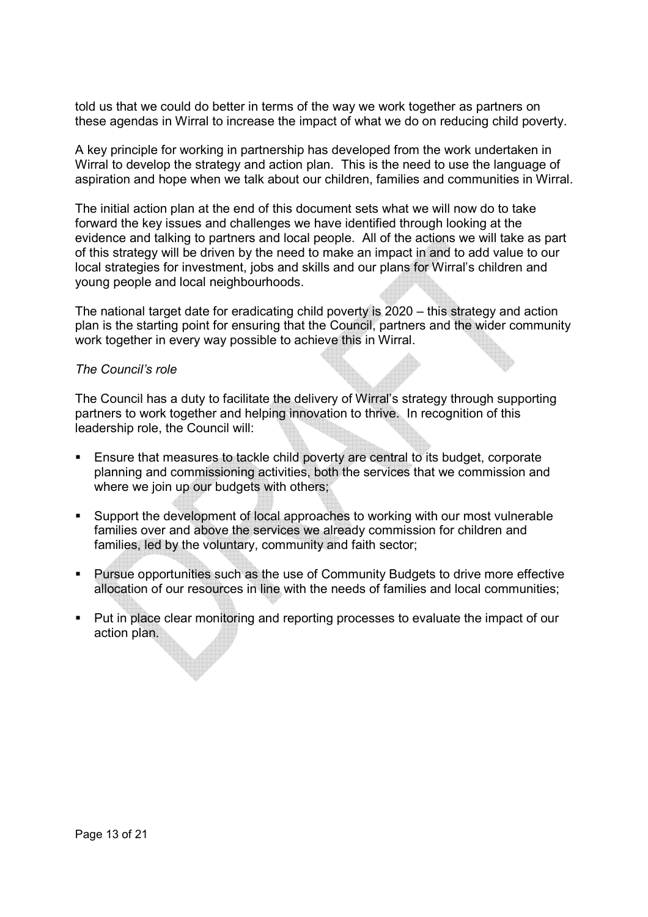told us that we could do better in terms of the way we work together as partners on these agendas in Wirral to increase the impact of what we do on reducing child poverty.

A key principle for working in partnership has developed from the work undertaken in Wirral to develop the strategy and action plan. This is the need to use the language of aspiration and hope when we talk about our children, families and communities in Wirral.

The initial action plan at the end of this document sets what we will now do to take forward the key issues and challenges we have identified through looking at the evidence and talking to partners and local people. All of the actions we will take as part of this strategy will be driven by the need to make an impact in and to add value to our local strategies for investment, jobs and skills and our plans for Wirral's children and young people and local neighbourhoods.

The national target date for eradicating child poverty is 2020 – this strategy and action plan is the starting point for ensuring that the Council, partners and the wider community work together in every way possible to achieve this in Wirral.

*The Council's role*

The Council has a duty to facilitate the delivery of Wirral's strategy through supporting partners to work together and helping innovation to thrive. In recognition of this leadership role, the Council will:

- Ensure that measures to tackle child poverty are central to its budget, corporate planning and commissioning activities, both the services that we commission and where we join up our budgets with others;
- Support the development of local approaches to working with our most vulnerable families over and above the services we already commission for children and families, led by the voluntary, community and faith sector;
- Pursue opportunities such as the use of Community Budgets to drive more effective allocation of our resources in line with the needs of families and local communities;
- Put in place clear monitoring and reporting processes to evaluate the impact of our action plan.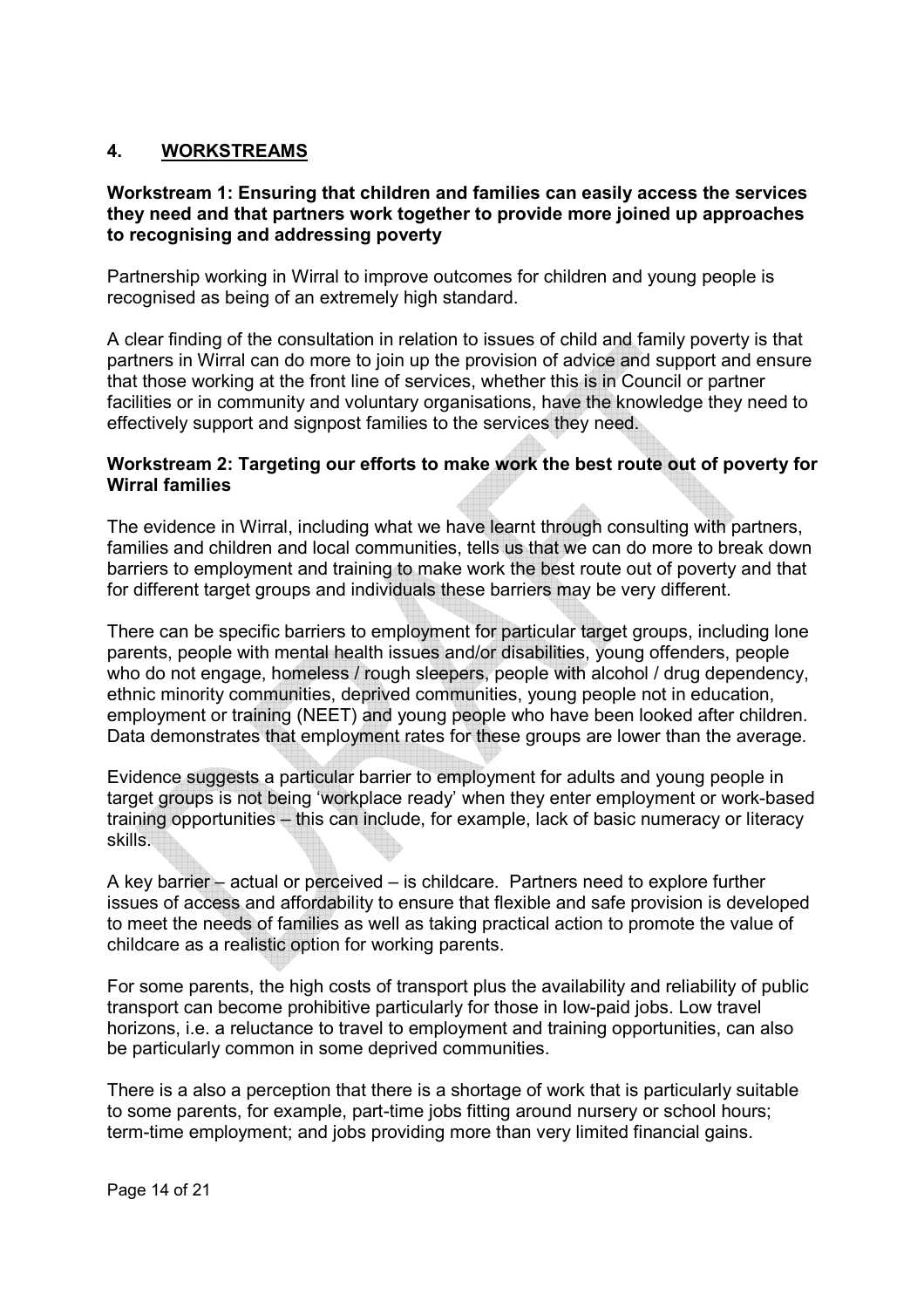## 4. WORKSTREAMS

### Workstream 1: Ensuring that children and families can easily access the services they need and that partners work together to provide more joined up approaches to recognising and addressing poverty

Partnership working in Wirral to improve outcomes for children and young people is recognised as being of an extremely high standard.

A clear finding of the consultation in relation to issues of child and family poverty is that partners in Wirral can do more to join up the provision of advice and support and ensure that those working at the front line of services, whether this is in Council or partner facilities or in community and voluntary organisations, have the knowledge they need to effectively support and signpost families to the services they need.

### Workstream 2: Targeting our efforts to make work the best route out of poverty for Wirral families

The evidence in Wirral, including what we have learnt through consulting with partners, families and children and local communities, tells us that we can do more to break down barriers to employment and training to make work the best route out of poverty and that for different target groups and individuals these barriers may be very different.

There can be specific barriers to employment for particular target groups, including lone parents, people with mental health issues and/or disabilities, young offenders, people who do not engage, homeless / rough sleepers, people with alcohol / drug dependency, ethnic minority communities, deprived communities, young people not in education, employment or training (NEET) and young people who have been looked after children. Data demonstrates that employment rates for these groups are lower than the average.

Evidence suggests a particular barrier to employment for adults and young people in target groups is not being 'workplace ready' when they enter employment or work-based training opportunities – this can include, for example, lack of basic numeracy or literacy skills.

A key barrier – actual or perceived – is childcare. Partners need to explore further issues of access and affordability to ensure that flexible and safe provision is developed to meet the needs of families as well as taking practical action to promote the value of childcare as a realistic option for working parents.

For some parents, the high costs of transport plus the availability and reliability of public transport can become prohibitive particularly for those in low-paid jobs. Low travel horizons, i.e. a reluctance to travel to employment and training opportunities, can also be particularly common in some deprived communities.

There is a also a perception that there is a shortage of work that is particularly suitable to some parents, for example, part-time jobs fitting around nursery or school hours; term-time employment; and jobs providing more than very limited financial gains.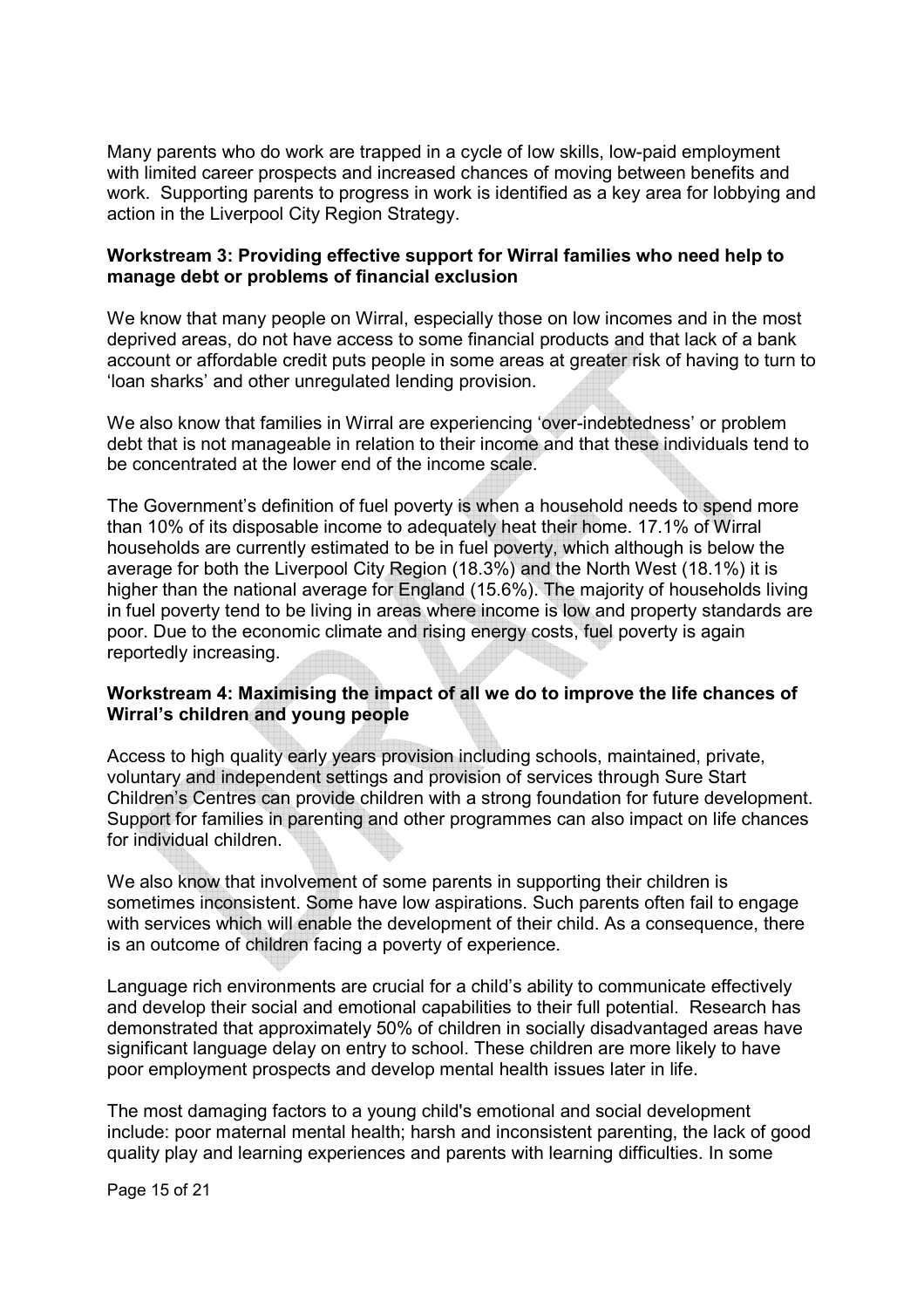Many parents who do work are trapped in a cycle of low skills, low-paid employment with limited career prospects and increased chances of moving between benefits and work. Supporting parents to progress in work is identified as a key area for lobbying and action in the Liverpool City Region Strategy.

**Workstream 3: Providing effective support for Wirral families who need help to manage debt or problems of financial exclusion**

We know that many people on Wirral, especially those on low incomes and in the most deprived areas, do not have access to some financial products and that lack of a bank account or affordable credit puts people in some areas at greater risk of having to turn to 'loan sharks' and other unregulated lending provision.

We also know that families in Wirral are experiencing 'over-indebtedness' or problem debt that is not manageable in relation to their income and that these individuals tend to be concentrated at the lower end of the income scale.

The Government's definition of fuel poverty is when a household needs to spend more than 10% of its disposable income to adequately heat their home. 17.1% of Wirral households are currently estimated to be in fuel poverty, which although is below the average for both the Liverpool City Region (18.3%) and the North West (18.1%) it is higher than the national average for England (15.6%). The majority of households living in fuel poverty tend to be living in areas where income is low and property standards are poor. Due to the economic climate and rising energy costs, fuel poverty is again reportedly increasing.

**Workstream 4: Maximising the impact of all we do to improve the life chances of Wirral's children and young people**

Access to high quality early years provision including schools, maintained, private, voluntary and independent settings and provision of services through Sure Start Children's Centres can provide children with a strong foundation for future development. Support for families in parenting and other programmes can also impact on life chances for individual children.

We also know that involvement of some parents in supporting their children is sometimes inconsistent. Some have low aspirations. Such parents often fail to engage with services which will enable the development of their child. As a consequence, there is an outcome of children facing a poverty of experience.

Language rich environments are crucial for a child's ability to communicate effectively and develop their social and emotional capabilities to their full potential. Research has demonstrated that approximately 50% of children in socially disadvantaged areas have significant language delay on entry to school. These children are more likely to have poor employment prospects and develop mental health issues later in life.

The most damaging factors to a young child's emotional and social development include: poor maternal mental health; harsh and inconsistent parenting, the lack of good quality play and learning experiences and parents with learning difficulties. In some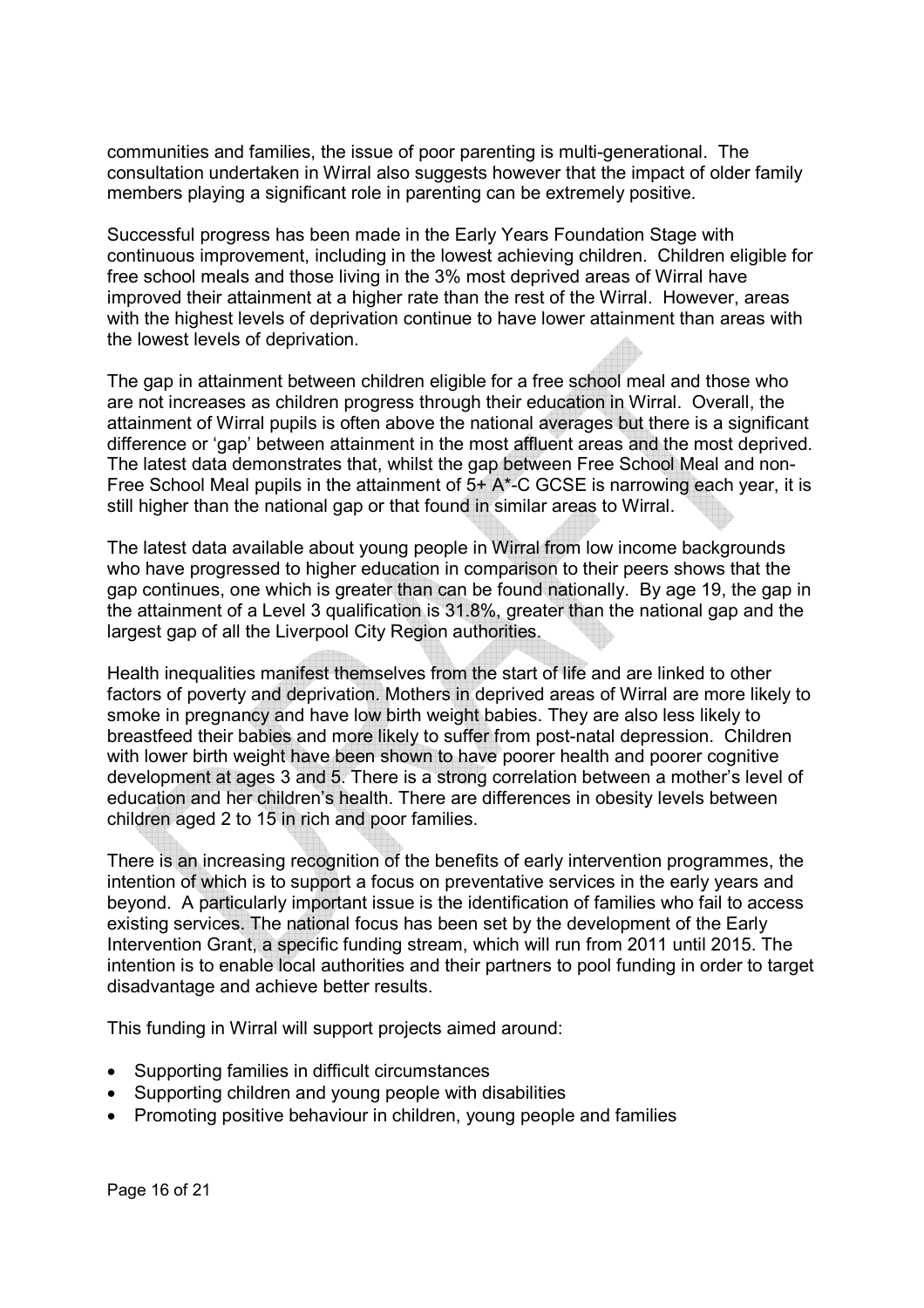communities and families, the issue of poor parenting is multi-generational. The consultation undertaken in Wirral also suggests however that the impact of older family members playing a significant role in parenting can be extremely positive.

Successful progress has been made in the Early Years Foundation Stage with continuous improvement, including in the lowest achieving children. Children eligible for free school meals and those living in the 3% most deprived areas of Wirral have improved their attainment at a higher rate than the rest of the Wirral. However, areas with the highest levels of deprivation continue to have lower attainment than areas with the lowest levels of deprivation.

The gap in attainment between children eligible for a free school meal and those who are not increases as children progress through their education in Wirral. Overall, the attainment of Wirral pupils is often above the national averages but there is a significant difference or 'gap' between attainment in the most affluent areas and the most deprived. The latest data demonstrates that, whilst the gap between Free School Meal and non-Free School Meal pupils in the attainment of 5+ A*-C GCSE is narrowing each year, it is still higher than the national gap or that found in similar areas to Wirral.

The latest data available about young people in Wirral from low income backgrounds who have progressed to higher education in comparison to their peers shows that the gap continues, one which is greater than can be found nationally. By age 19, the gap in the attainment of a Level 3 qualification is 31.8%, greater than the national gap and the largest gap of all the Liverpool City Region authorities.

Health inequalities manifest themselves from the start of life and are linked to other factors of poverty and deprivation. Mothers in deprived areas of Wirral are more likely to smoke in pregnancy and have low birth weight babies. They are also less likely to breastfeed their babies and more likely to suffer from post-natal depression. Children with lower birth weight have been shown to have poorer health and poorer cognitive development at ages 3 and 5. There is a strong correlation between a mother's level of education and her children's health. There are differences in obesity levels between children aged 2 to 15 in rich and poor families.

There is an increasing recognition of the benefits of early intervention programmes, the intention of which is to support a focus on preventative services in the early years and beyond. A particularly important issue is the identification of families who fail to access existing services. The national focus has been set by the development of the Early Intervention Grant, a specific funding stream, which will run from 2011 until 2015. The intention is to enable local authorities and their partners to pool funding in order to target disadvantage and achieve better results.

This funding in Wirral will support projects aimed around:

- Supporting families in difficult circumstances
- Supporting children and young people with disabilities
- Promoting positive behaviour in children, young people and families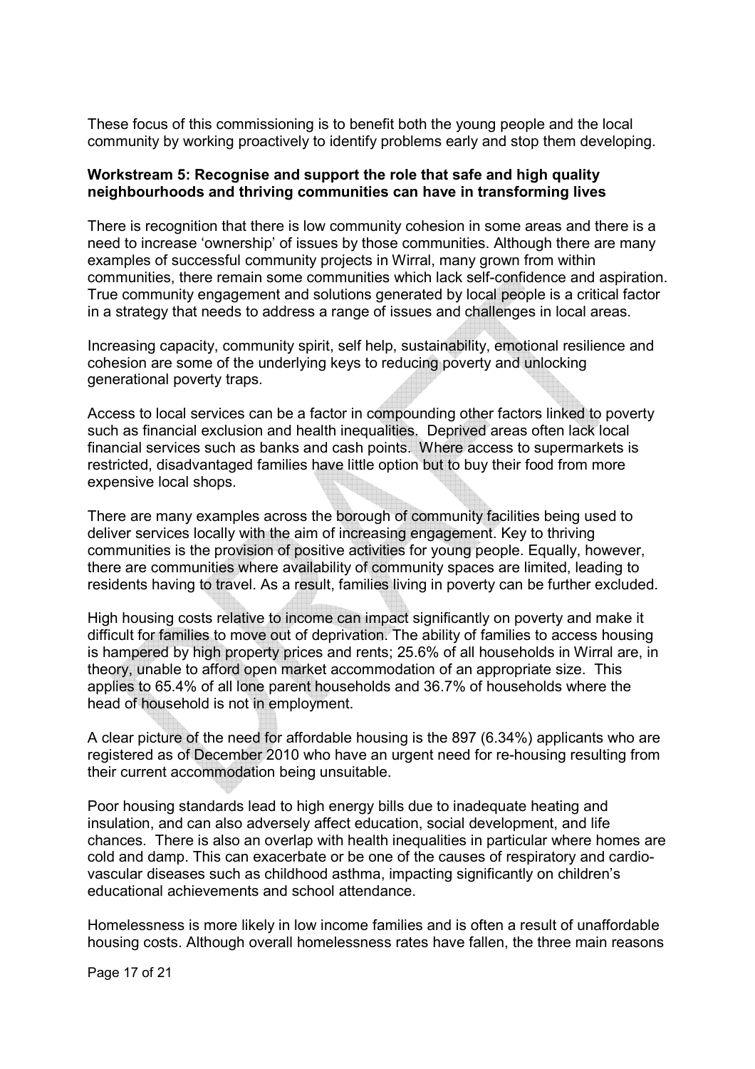These focus of this commissioning is to benefit both the young people and the local community by working proactively to identify problems early and stop them developing.

**Workstream 5: Recognise and support the role that safe and high quality neighbourhoods and thriving communities can have in transforming lives**

There is recognition that there is low community cohesion in some areas and there is a need to increase 'ownership' of issues by those communities. Although there are many examples of successful community projects in Wirral, many grown from within communities, there remain some communities which lack self-confidence and aspiration. True community engagement and solutions generated by local people is a critical factor in a strategy that needs to address a range of issues and challenges in local areas.

Increasing capacity, community spirit, self help, sustainability, emotional resilience and cohesion are some of the underlying keys to reducing poverty and unlocking generational poverty traps.

Access to local services can be a factor in compounding other factors linked to poverty such as financial exclusion and health inequalities. Deprived areas often lack local financial services such as banks and cash points. Where access to supermarkets is restricted, disadvantaged families have little option but to buy their food from more expensive local shops.

There are many examples across the borough of community facilities being used to deliver services locally with the aim of increasing engagement. Key to thriving communities is the provision of positive activities for young people. Equally, however, there are communities where availability of community spaces are limited, leading to residents having to travel. As a result, families living in poverty can be further excluded.

High housing costs relative to income can impact significantly on poverty and make it difficult for families to move out of deprivation. The ability of families to access housing is hampered by high property prices and rents; 25.6% of all households in Wirral are, in theory, unable to afford open market accommodation of an appropriate size. This applies to 65.4% of all lone parent households and 36.7% of households where the head of household is not in employment.

A clear picture of the need for affordable housing is the 897 (6.34%) applicants who are registered as of December 2010 who have an urgent need for re-housing resulting from their current accommodation being unsuitable.

Poor housing standards lead to high energy bills due to inadequate heating and insulation, and can also adversely affect education, social development, and life chances. There is also an overlap with health inequalities in particular where homes are cold and damp. This can exacerbate or be one of the causes of respiratory and cardio-vascular diseases such as childhood asthma, impacting significantly on children's educational achievements and school attendance.

Homelessness is more likely in low income families and is often a result of unaffordable housing costs. Although overall homelessness rates have fallen, the three main reasons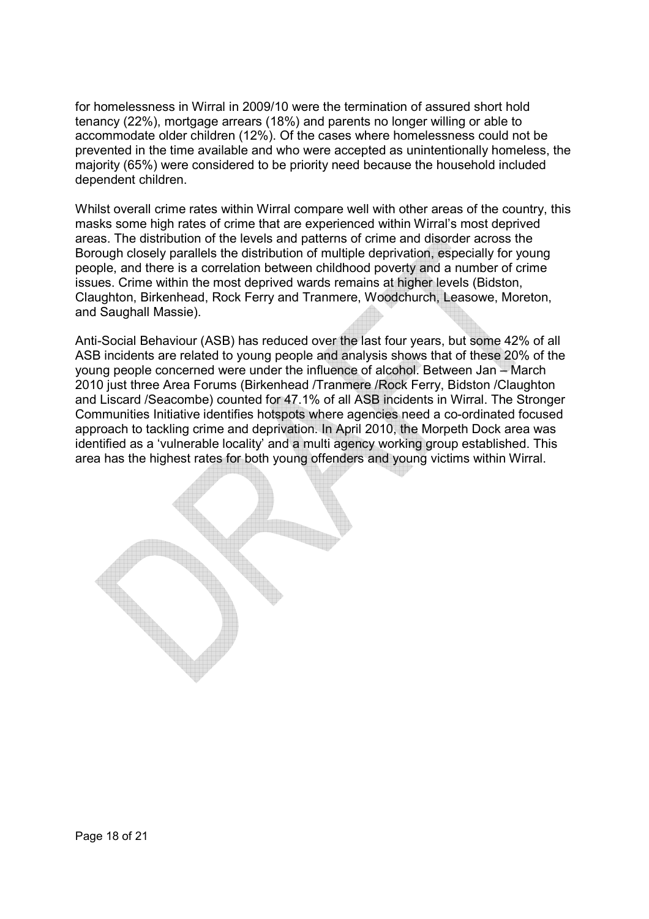for homelessness in Wirral in 2009/10 were the termination of assured short hold tenancy (22%), mortgage arrears (18%) and parents no longer willing or able to accommodate older children (12%). Of the cases where homelessness could not be prevented in the time available and who were accepted as unintentionally homeless, the majority (65%) were considered to be priority need because the household included dependent children.

Whilst overall crime rates within Wirral compare well with other areas of the country, this masks some high rates of crime that are experienced within Wirral's most deprived areas. The distribution of the levels and patterns of crime and disorder across the Borough closely parallels the distribution of multiple deprivation, especially for young people, and there is a correlation between childhood poverty and a number of crime issues. Crime within the most deprived wards remains at higher levels (Bidston, Claughton, Birkenhead, Rock Ferry and Tranmere, Woodchurch, Leasowe, Moreton, and Saughall Massie).

Anti-Social Behaviour (ASB) has reduced over the last four years, but some 42% of all ASB incidents are related to young people and analysis shows that of these 20% of the young people concerned were under the influence of alcohol. Between Jan – March 2010 just three Area Forums (Birkenhead /Tranmere /Rock Ferry, Bidston /Claughton and Liscard /Seacombe) counted for 47.1% of all ASB incidents in Wirral. The Stronger Communities Initiative identifies hotspots where agencies need a co-ordinated focused approach to tackling crime and deprivation. In April 2010, the Morpeth Dock area was identified as a 'vulnerable locality' and a multi agency working group established. This area has the highest rates for both young offenders and young victims within Wirral.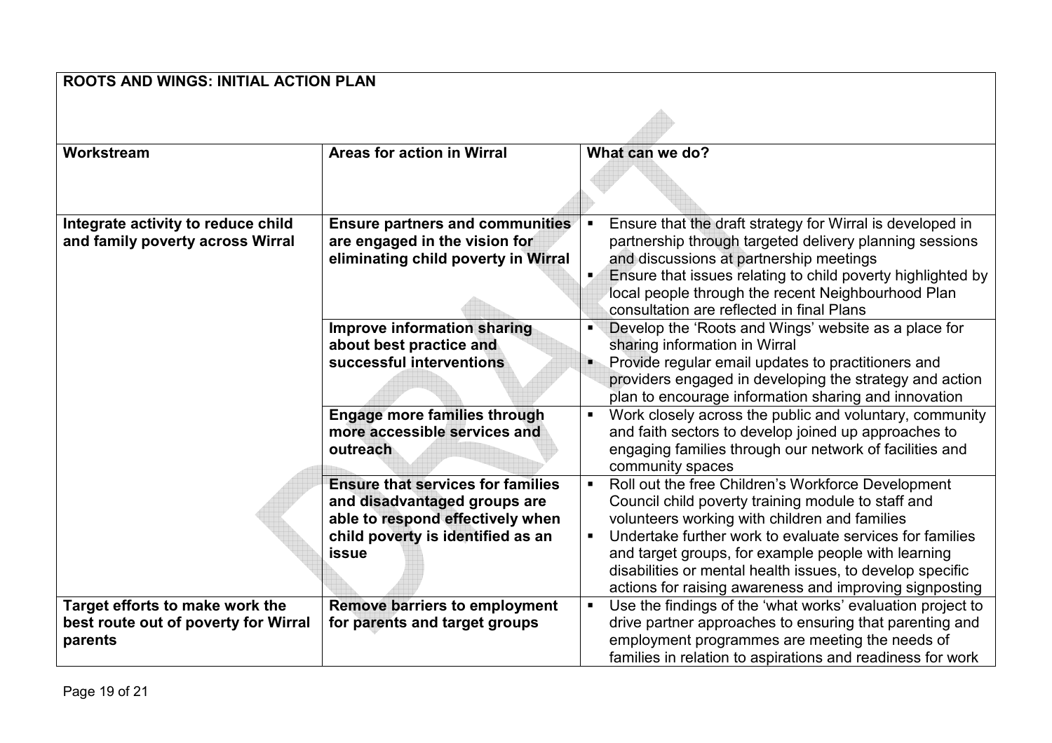| ROOTS AND WINGS: INITIAL ACTION PLAN | | |
|---|---|---|
| **Workstream** | **Areas for action in Wirral** | **What can we do?** |
| **Integrate activity to reduce child and family poverty across Wirral** | **Ensure partners and communities are engaged in the vision for eliminating child poverty in Wirral** | ▪ Ensure that the draft strategy for Wirral is developed in partnership through targeted delivery planning sessions and discussions at partnership meetings<br>▪ Ensure that issues relating to child poverty highlighted by local people through the recent Neighbourhood Plan consultation are reflected in final Plans |
| | **Improve information sharing about best practice and successful interventions** | ▪ Develop the 'Roots and Wings' website as a place for sharing information in Wirral<br>▪ Provide regular email updates to practitioners and providers engaged in developing the strategy and action plan to encourage information sharing and innovation |
| | **Engage more families through more accessible services and outreach** | ▪ Work closely across the public and voluntary, community and faith sectors to develop joined up approaches to engaging families through our network of facilities and community spaces |
| | **Ensure that services for families and disadvantaged groups are able to respond effectively when child poverty is identified as an issue** | ▪ Roll out the free Children's Workforce Development Council child poverty training module to staff and volunteers working with children and families<br>▪ Undertake further work to evaluate services for families and target groups, for example people with learning disabilities or mental health issues, to develop specific actions for raising awareness and improving signposting |
| **Target efforts to make work the best route out of poverty for Wirral parents** | **Remove barriers to employment for parents and target groups** | ▪ Use the findings of the 'what works' evaluation project to drive partner approaches to ensuring that parenting and employment programmes are meeting the needs of families in relation to aspirations and readiness for work |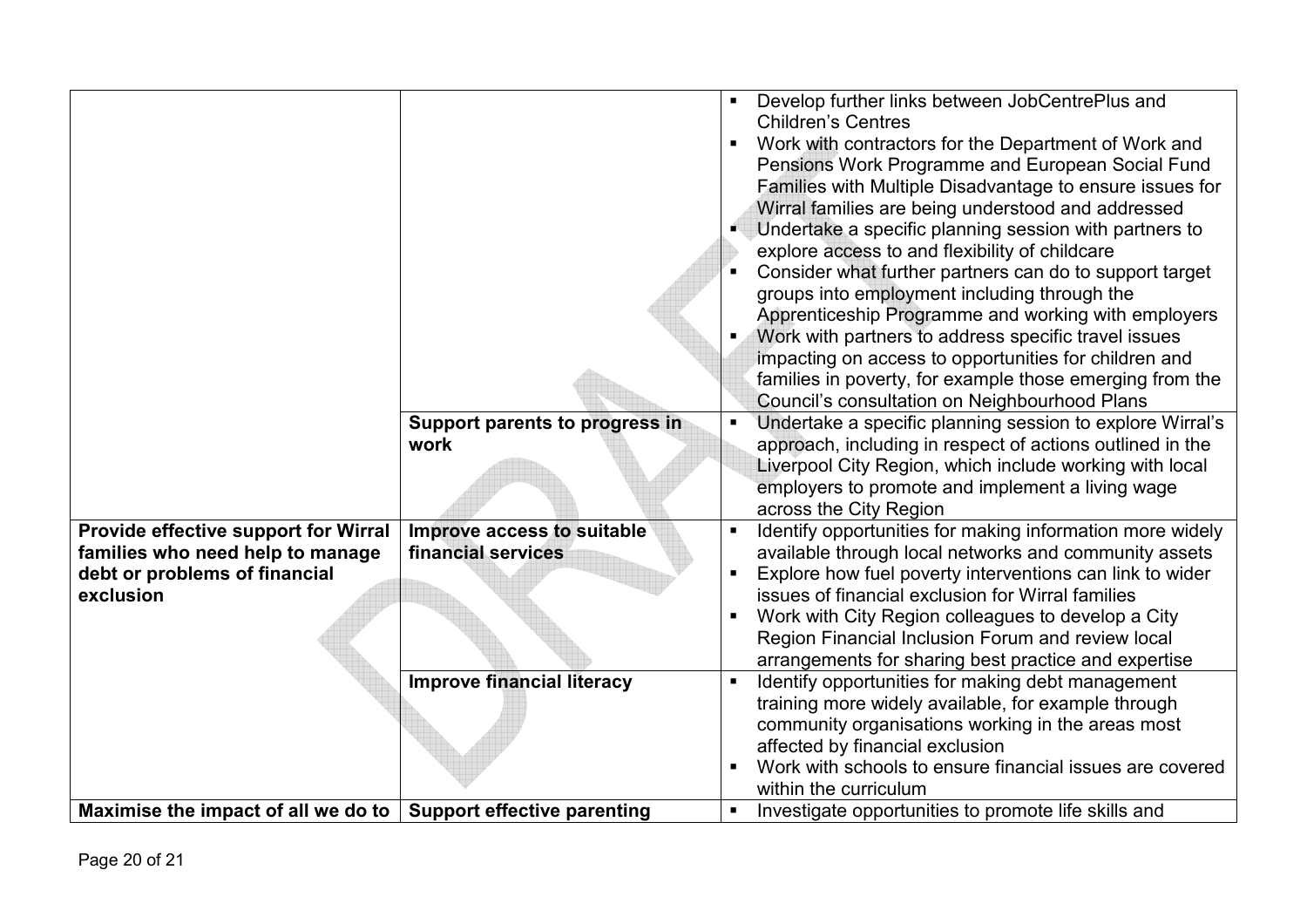| | | |
|---|---|---|
| | | ▪ Develop further links between JobCentrePlus and Children's Centres<br>▪ Work with contractors for the Department of Work and Pensions Work Programme and European Social Fund Families with Multiple Disadvantage to ensure issues for Wirral families are being understood and addressed<br>▪ Undertake a specific planning session with partners to explore access to and flexibility of childcare<br>▪ Consider what further partners can do to support target groups into employment including through the Apprenticeship Programme and working with employers<br>▪ Work with partners to address specific travel issues impacting on access to opportunities for children and families in poverty, for example those emerging from the Council's consultation on Neighbourhood Plans |
| | **Support parents to progress in work** | ▪ Undertake a specific planning session to explore Wirral's approach, including in respect of actions outlined in the Liverpool City Region, which include working with local employers to promote and implement a living wage across the City Region |
| **Provide effective support for Wirral families who need help to manage debt or problems of financial exclusion** | **Improve access to suitable financial services** | ▪ Identify opportunities for making information more widely available through local networks and community assets<br>▪ Explore how fuel poverty interventions can link to wider issues of financial exclusion for Wirral families<br>▪ Work with City Region colleagues to develop a City Region Financial Inclusion Forum and review local arrangements for sharing best practice and expertise |
| | **Improve financial literacy** | ▪ Identify opportunities for making debt management training more widely available, for example through community organisations working in the areas most affected by financial exclusion<br>▪ Work with schools to ensure financial issues are covered within the curriculum |
| **Maximise the impact of all we do to** | **Support effective parenting** | ▪ Investigate opportunities to promote life skills and |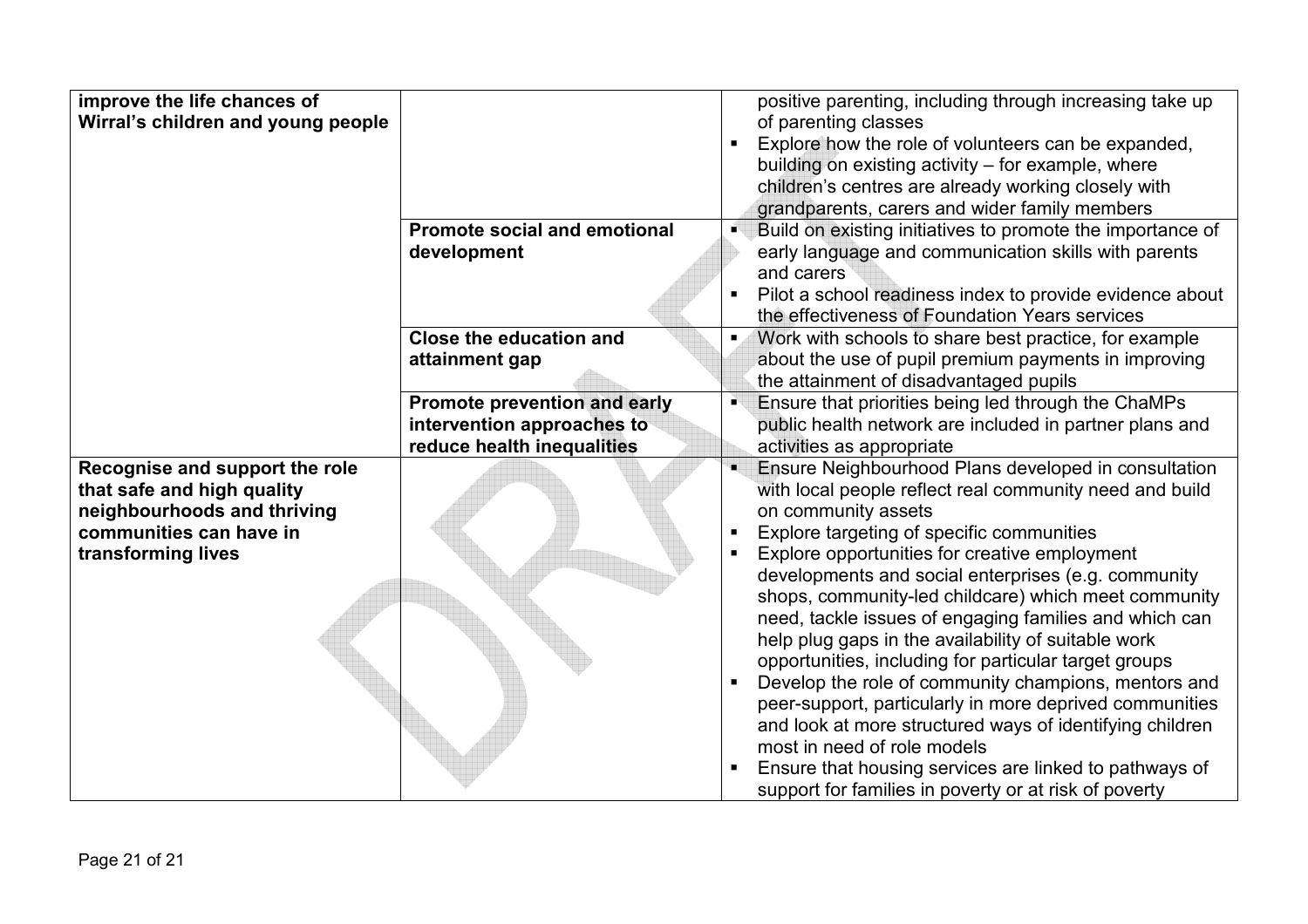| | | |
|---|---|---|
| **improve the life chances of Wirral's children and young people** | | positive parenting, including through increasing take up of parenting classes<br>▪ Explore how the role of volunteers can be expanded, building on existing activity – for example, where children's centres are already working closely with grandparents, carers and wider family members |
| | **Promote social and emotional development** | ▪ Build on existing initiatives to promote the importance of early language and communication skills with parents and carers<br>▪ Pilot a school readiness index to provide evidence about the effectiveness of Foundation Years services |
| | **Close the education and attainment gap** | ▪ Work with schools to share best practice, for example about the use of pupil premium payments in improving the attainment of disadvantaged pupils |
| | **Promote prevention and early intervention approaches to reduce health inequalities** | ▪ Ensure that priorities being led through the ChaMPs public health network are included in partner plans and activities as appropriate |
| **Recognise and support the role that safe and high quality neighbourhoods and thriving communities can have in transforming lives** | | ▪ Ensure Neighbourhood Plans developed in consultation with local people reflect real community need and build on community assets<br>▪ Explore targeting of specific communities<br>▪ Explore opportunities for creative employment developments and social enterprises (e.g. community shops, community-led childcare) which meet community need, tackle issues of engaging families and which can help plug gaps in the availability of suitable work opportunities, including for particular target groups<br>▪ Develop the role of community champions, mentors and peer-support, particularly in more deprived communities and look at more structured ways of identifying children most in need of role models<br>▪ Ensure that housing services are linked to pathways of support for families in poverty or at risk of poverty |